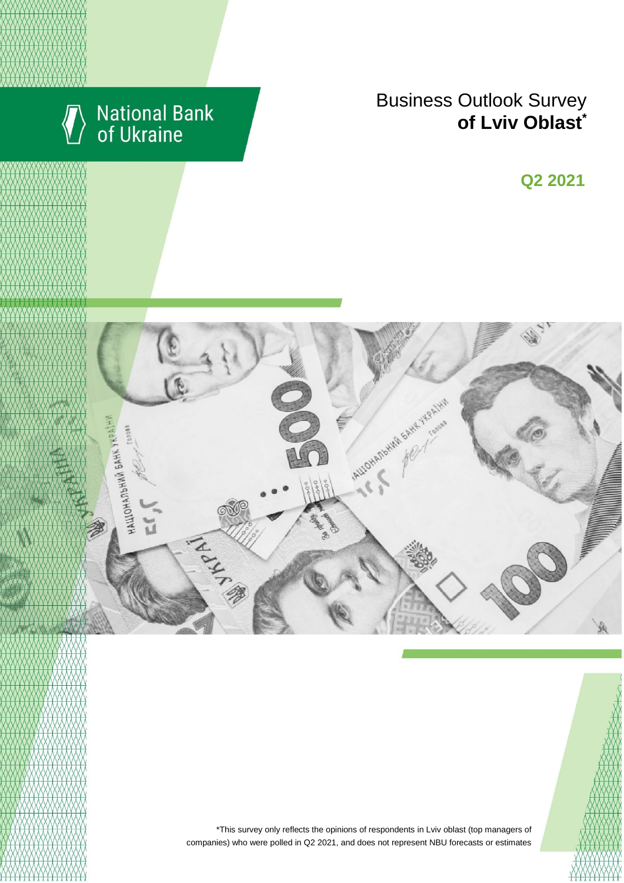National Bank of Ukraine

# Business Outlook Survey **of Lviv Oblast***

## Q2 2021

*This survey only reflects the opinions of respondents in Lviv oblast (top managers of companies) who were polled in Q2 2021, and does not represent NBU forecasts or estimates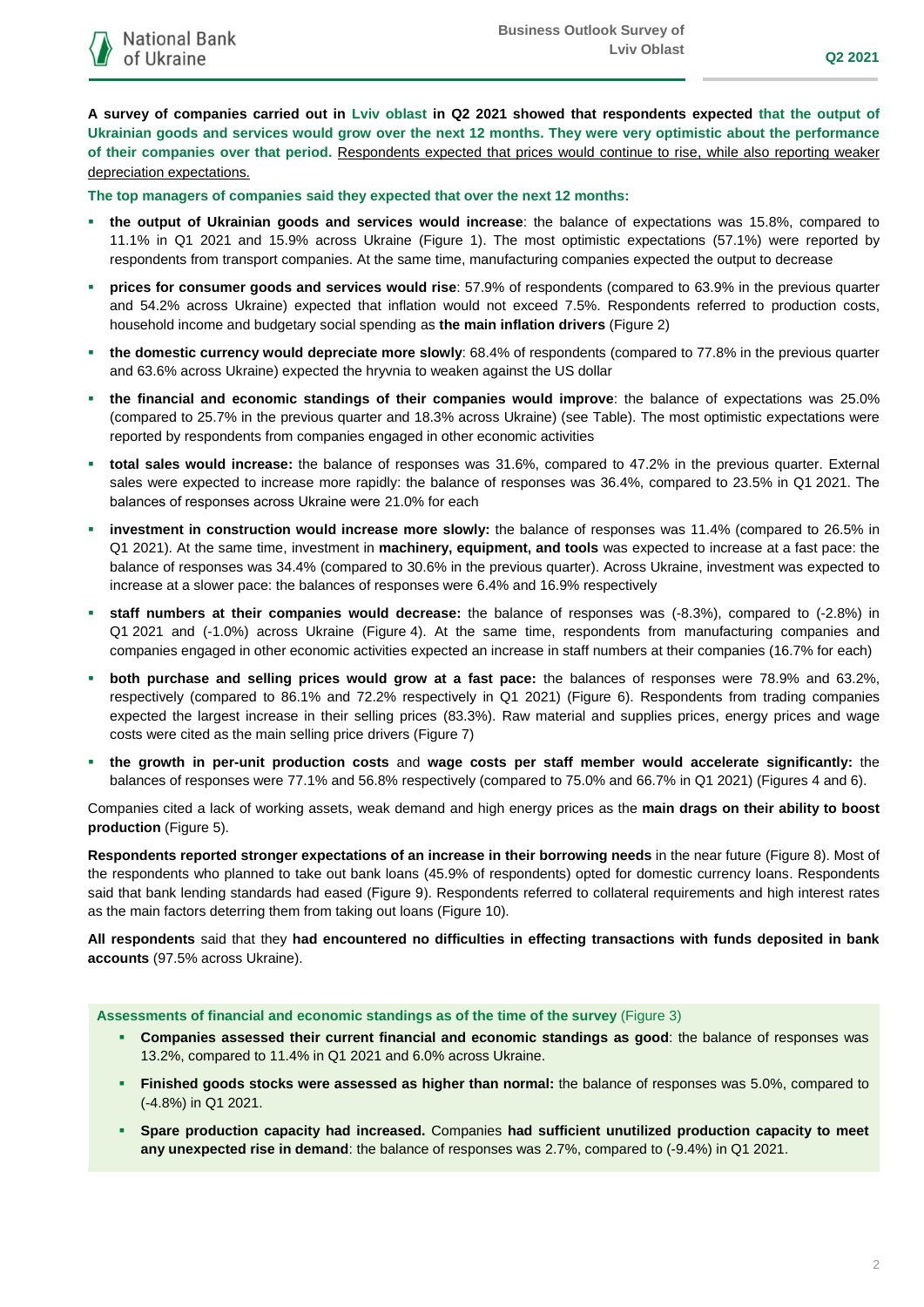**A survey of companies carried out in Lviv oblast in Q2 2021 showed that respondents expected that the output of Ukrainian goods and services would grow over the next 12 months. They were very optimistic about the performance of their companies over that period.** Respondents expected that prices would continue to rise, while also reporting weaker depreciation expectations.

**The top managers of companies said they expected that over the next 12 months:**

- **the output of Ukrainian goods and services would increase**: the balance of expectations was 15.8%, compared to 11.1% in Q1 2021 and 15.9% across Ukraine (Figure 1). The most optimistic expectations (57.1%) were reported by respondents from transport companies. At the same time, manufacturing companies expected the output to decrease
- **prices for consumer goods and services would rise**: 57.9% of respondents (compared to 63.9% in the previous quarter and 54.2% across Ukraine) expected that inflation would not exceed 7.5%. Respondents referred to production costs, household income and budgetary social spending as **the main inflation drivers** (Figure 2)
- **the domestic currency would depreciate more slowly**: 68.4% of respondents (compared to 77.8% in the previous quarter and 63.6% across Ukraine) expected the hryvnia to weaken against the US dollar
- **the financial and economic standings of their companies would improve**: the balance of expectations was 25.0% (compared to 25.7% in the previous quarter and 18.3% across Ukraine) (see Table). The most optimistic expectations were reported by respondents from companies engaged in other economic activities
- **total sales would increase:** the balance of responses was 31.6%, compared to 47.2% in the previous quarter. External sales were expected to increase more rapidly: the balance of responses was 36.4%, compared to 23.5% in Q1 2021. The balances of responses across Ukraine were 21.0% for each
- **investment in construction would increase more slowly:** the balance of responses was 11.4% (compared to 26.5% in Q1 2021). At the same time, investment in **machinery, equipment, and tools** was expected to increase at a fast pace: the balance of responses was 34.4% (compared to 30.6% in the previous quarter). Across Ukraine, investment was expected to increase at a slower pace: the balances of responses were 6.4% and 16.9% respectively
- **staff numbers at their companies would decrease:** the balance of responses was (-8.3%), compared to (-2.8%) in Q1 2021 and (-1.0%) across Ukraine (Figure 4). At the same time, respondents from manufacturing companies and companies engaged in other economic activities expected an increase in staff numbers at their companies (16.7% for each)
- **both purchase and selling prices would grow at a fast pace:** the balances of responses were 78.9% and 63.2%, respectively (compared to 86.1% and 72.2% respectively in Q1 2021) (Figure 6). Respondents from trading companies expected the largest increase in their selling prices (83.3%). Raw material and supplies prices, energy prices and wage costs were cited as the main selling price drivers (Figure 7)
- **the growth in per-unit production costs** and **wage costs per staff member would accelerate significantly:** the balances of responses were 77.1% and 56.8% respectively (compared to 75.0% and 66.7% in Q1 2021) (Figures 4 and 6).

Companies cited a lack of working assets, weak demand and high energy prices as the **main drags on their ability to boost production** (Figure 5).

**Respondents reported stronger expectations of an increase in their borrowing needs** in the near future (Figure 8). Most of the respondents who planned to take out bank loans (45.9% of respondents) opted for domestic currency loans. Respondents said that bank lending standards had eased (Figure 9). Respondents referred to collateral requirements and high interest rates as the main factors deterring them from taking out loans (Figure 10).

**All respondents** said that they **had encountered no difficulties in effecting transactions with funds deposited in bank accounts** (97.5% across Ukraine).

**Assessments of financial and economic standings as of the time of the survey** (Figure 3)

- **Companies assessed their current financial and economic standings as good**: the balance of responses was 13.2%, compared to 11.4% in Q1 2021 and 6.0% across Ukraine.
- **Finished goods stocks were assessed as higher than normal:** the balance of responses was 5.0%, compared to (-4.8%) in Q1 2021.
- **Spare production capacity had increased.** Companies **had sufficient unutilized production capacity to meet any unexpected rise in demand**: the balance of responses was 2.7%, compared to (-9.4%) in Q1 2021.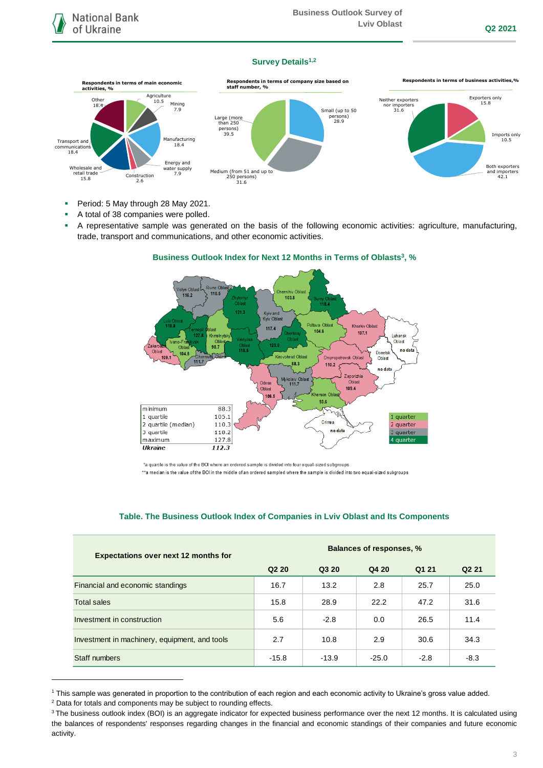## Survey Details[1,2]

**Respondents in terms of main economic activities, %**

Agriculture 10.5; Mining 7.9; Manufacturing 18.4; Energy and water supply 7.9; Construction 2.6; Wholesale and retail trade 15.8; Transport and communications 18.4; Other 18.4

**Respondents in terms of company size based on staff number, %**

Small (up to 50 persons) 28.9; Medium (from 51 and up to 250 persons) 31.6; Large (more than 250 persons) 39.5

**Respondents in terms of business activities, %**

Exporters only 15.8; Imports only 10.5; Both exporters and importers 42.1; Neither exporters nor importers 31.6

- Period: 5 May through 28 May 2021.
- A total of 38 companies were polled.
- A representative sample was generated on the basis of the following economic activities: agriculture, manufacturing, trade, transport and communications, and other economic activities.

### Business Outlook Index for Next 12 Months in Terms of Oblasts[3], %

Volyn Oblast 116.2; Rivne Oblast 110.5; Zhytomyr Oblast 121.3; Kyiv and Kyiv Oblast 117.4; Chernihiv Oblast 103.8; Sumy Oblast 118.4; Lviv Oblast 118.8; Ternopil Oblast 127.8; Khmelnytskyi Oblast 98.7; Vinnytsia Oblast 118.6; Cherkasy Oblast 123.0; Poltava Oblast 104.6; Kharkiv Oblast 107.1; Luhansk Oblast no data; Zakarpattia Oblast 109.1; Ivano-Frankivsk Oblast 104.5; Chernivtsi Oblast 111.7; Kirovohrad Oblast 88.3; Dnipropetrovsk Oblast 110.2; Donetsk Oblast no data; Odesa Oblast 106.5; Mykolaiv Oblast 111.7; Zaporizhia Oblast 109.4; Kherson Oblast 93.6; Crimea no data

| | |
|---|---|
| minimum | 88.3 |
| 1 quartile | 105.1 |
| 2 quartile (median) | 110.3 |
| 3 quartile | 118.2 |
| maximum | 127.8 |
| *Ukraine* | *112.3* |

Legend: 1 quarter; 2 quarter; 3 quarter; 4 quarter

*a quartile is the value of the BOI where an ordered sample is divided into four equal-sized subgroups
**a median is the value of the BOI in the middle of an ordered sampled where the sample is divided into two equal-sized subgroups

### Table. The Business Outlook Index of Companies in Lviv Oblast and Its Components

| Expectations over next 12 months for | Balances of responses, % | | | | |
|---|---|---|---|---|---|
| | Q2 20 | Q3 20 | Q4 20 | Q1 21 | Q2 21 |
| Financial and economic standings | 16.7 | 13.2 | 2.8 | 25.7 | 25.0 |
| Total sales | 15.8 | 28.9 | 22.2 | 47.2 | 31.6 |
| Investment in construction | 5.6 | -2.8 | 0.0 | 26.5 | 11.4 |
| Investment in machinery, equipment, and tools | 2.7 | 10.8 | 2.9 | 30.6 | 34.3 |
| Staff numbers | -15.8 | -13.9 | -25.0 | -2.8 | -8.3 |

[1] This sample was generated in proportion to the contribution of each region and each economic activity to Ukraine's gross value added.
[2] Data for totals and components may be subject to rounding effects.
[3] The business outlook index (BOI) is an aggregate indicator for expected business performance over the next 12 months. It is calculated using the balances of respondents' responses regarding changes in the financial and economic standings of their companies and future economic activity.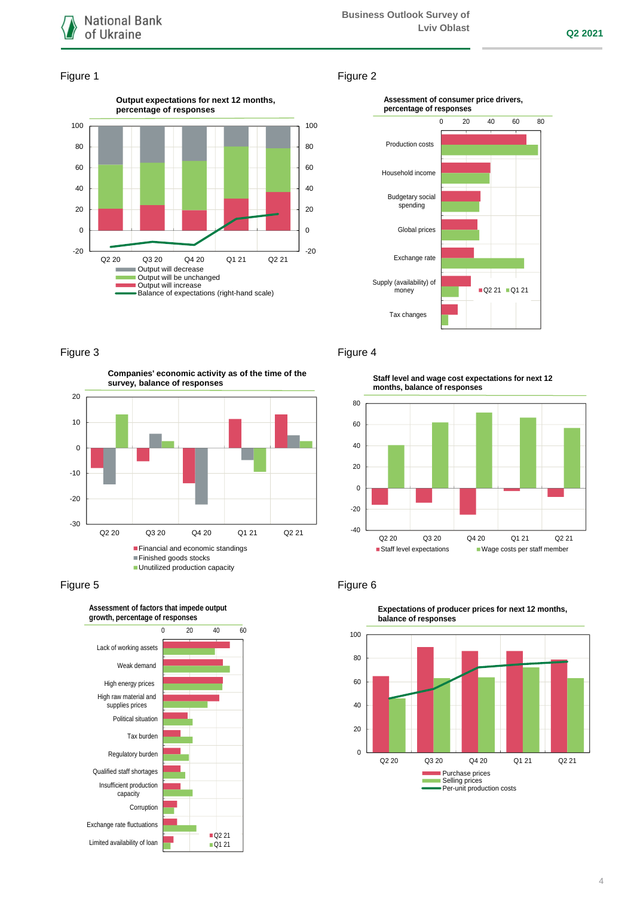Figure 1

**Output expectations for next 12 months, percentage of responses**

Output will decrease
Output will be unchanged
Output will increase
Balance of expectations (right-hand scale)

Figure 2

**Assessment of consumer price drivers, percentage of responses**

Production costs
Household income
Budgetary social spending
Global prices
Exchange rate
Supply (availability) of money
Tax changes

Q2 21 Q1 21

Figure 3

**Companies' economic activity as of the time of the survey, balance of responses**

Financial and economic standings
Finished goods stocks
Unutilized production capacity

Figure 4

**Staff level and wage cost expectations for next 12 months, balance of responses**

Staff level expectations
Wage costs per staff member

Figure 5

**Assessment of factors that impede output growth, percentage of responses**

Lack of working assets
Weak demand
High energy prices
High raw material and supplies prices
Political situation
Tax burden
Regulatory burden
Qualified staff shortages
Insufficient production capacity
Corruption
Exchange rate fluctuations
Limited availability of loan

Q2 21
Q1 21

Figure 6

**Expectations of producer prices for next 12 months, balance of responses**

Purchase prices
Selling prices
Per-unit production costs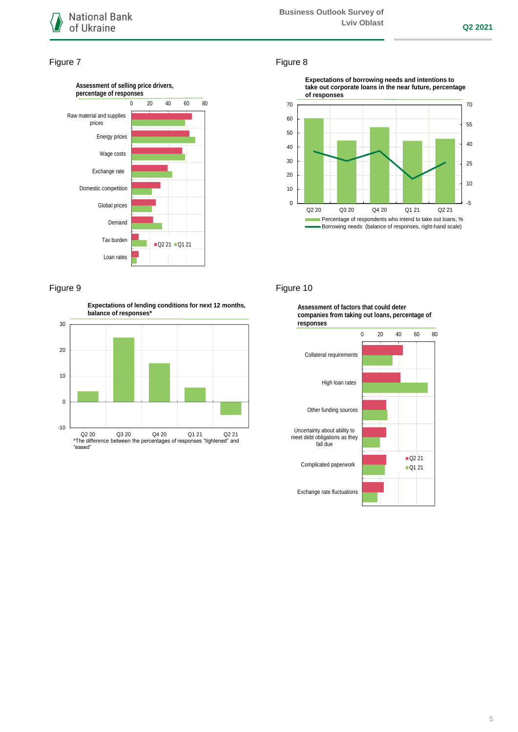Figure 7

**Assessment of selling price drivers, percentage of responses**

0 20 40 60 80

Raw material and supplies prices

Energy prices

Wage costs

Exchange rate

Domestic competition

Global prices

Demand

Tax burden

Loan rates

Q2 21 Q1 21

Figure 8

**Expectations of borrowing needs and intentions to take out corporate loans in the near future, percentage of responses**

70 60 50 40 30 20 10 0

70 55 40 25 10 -5

Q2 20 Q3 20 Q4 20 Q1 21 Q2 21

Percentage of respondents who intend to take out loans, %

Borrowing needs (balance of responses, right-hand scale)

Figure 9

**Expectations of lending conditions for next 12 months, balance of responses***

30 20 10 0 -10

Q2 20 Q3 20 Q4 20 Q1 21 Q2 21

*The difference between the percentages of responses "tightened" and "eased"

Figure 10

**Assessment of factors that could deter companies from taking out loans, percentage of responses**

0 20 40 60 80

Collateral requirements

High loan rates

Other funding sources

Uncertainty about ability to meet debt obligations as they fall due

Complicated paperwork

Exchange rate fluctuations

Q2 21 Q1 21